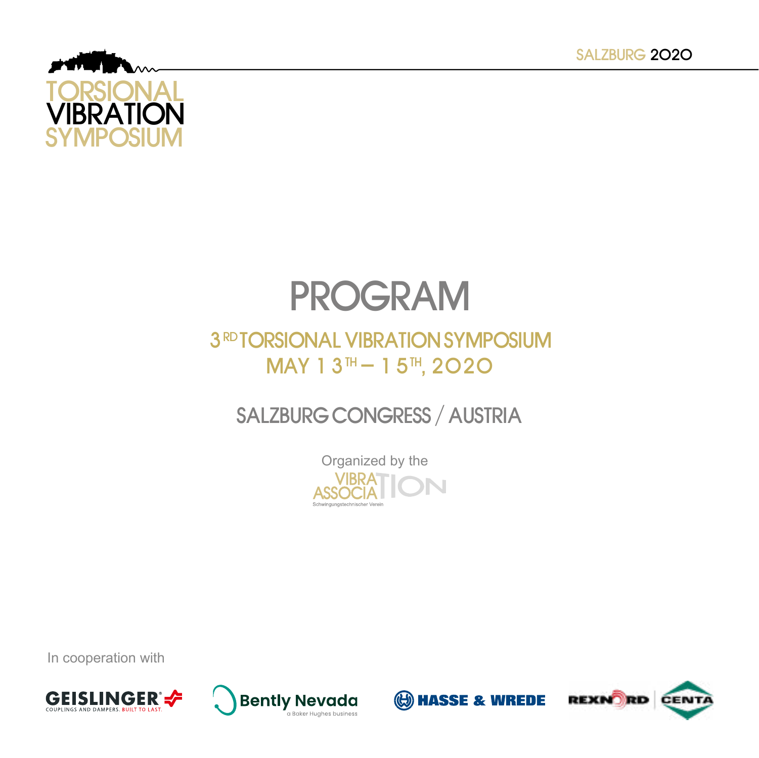SALZBURG 2020

TORSIONAL
VIBRATION
SYMPOSIUM

# PROGRAM

## 3RD TORSIONAL VIBRATION SYMPOSIUM
## MAY 13TH – 15TH, 2020

SALZBURG CONGRESS / AUSTRIA

Organized by the
VIBRATION ASSOCIATION
Schwingungstechnischer Verein

In cooperation with

GEISLINGER® COUPLINGS AND DAMPERS. BUILT TO LAST.

Bently Nevada a Baker Hughes business

HASSE & WREDE

REXNORD CENTA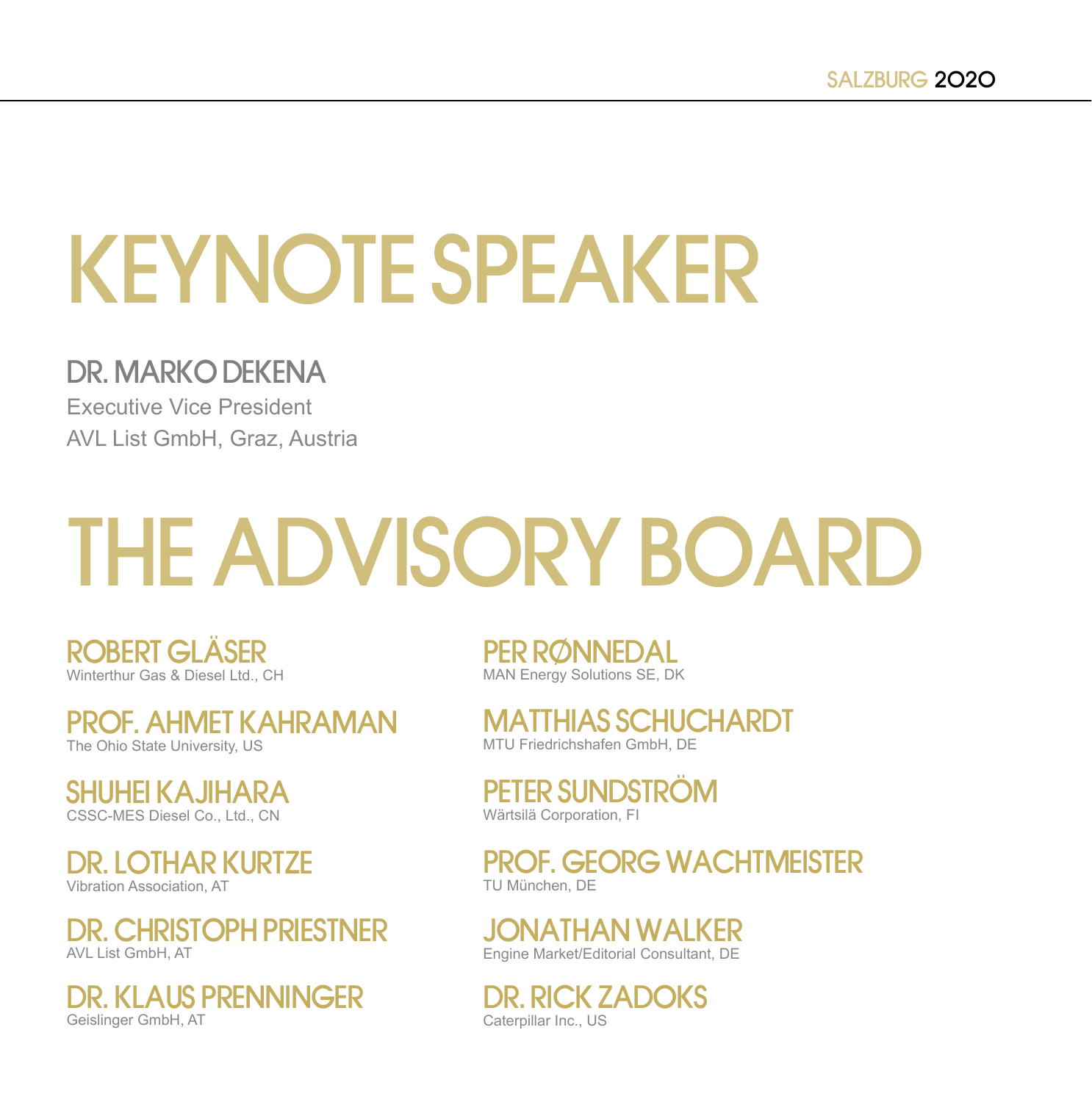# KEYNOTE SPEAKER

### DR. MARKO DEKENA

Executive Vice President

AVL List GmbH, Graz, Austria

# THE ADVISORY BOARD

**ROBERT GLÄSER**
Winterthur Gas & Diesel Ltd., CH

**PROF. AHMET KAHRAMAN**
The Ohio State University, US

**SHUHEI KAJIHARA**
CSSC-MES Diesel Co., Ltd., CN

**DR. LOTHAR KURTZE**
Vibration Association, AT

**DR. CHRISTOPH PRIESTNER**
AVL List GmbH, AT

**DR. KLAUS PRENNINGER**
Geislinger GmbH, AT

**PER RØNNEDAL**
MAN Energy Solutions SE, DK

**MATTHIAS SCHUCHARDT**
MTU Friedrichshafen GmbH, DE

**PETER SUNDSTRÖM**
Wärtsilä Corporation, FI

**PROF. GEORG WACHTMEISTER**
TU München, DE

**JONATHAN WALKER**
Engine Market/Editorial Consultant, DE

**DR. RICK ZADOKS**
Caterpillar Inc., US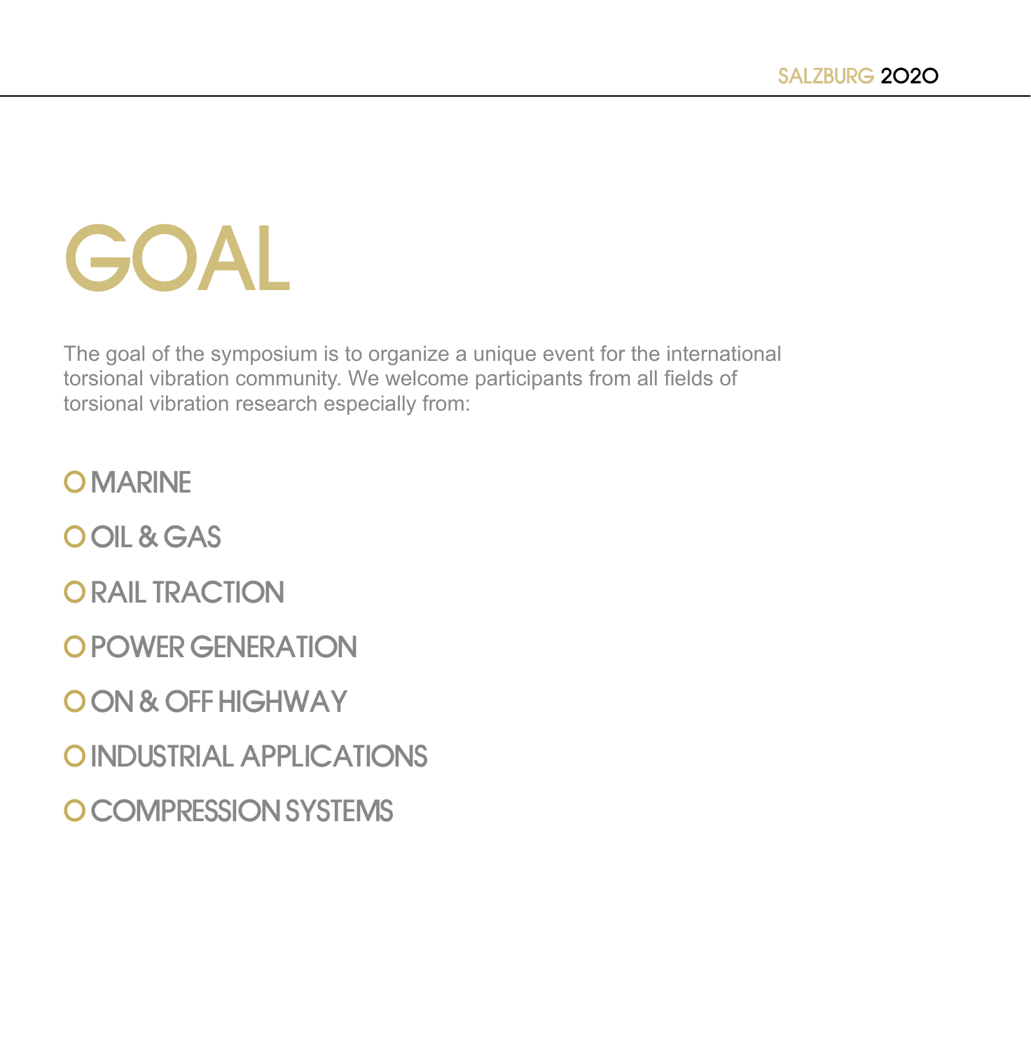# GOAL

The goal of the symposium is to organize a unique event for the international torsional vibration community. We welcome participants from all fields of torsional vibration research especially from:

- MARINE
- OIL & GAS
- RAIL TRACTION
- POWER GENERATION
- ON & OFF HIGHWAY
- INDUSTRIAL APPLICATIONS
- COMPRESSION SYSTEMS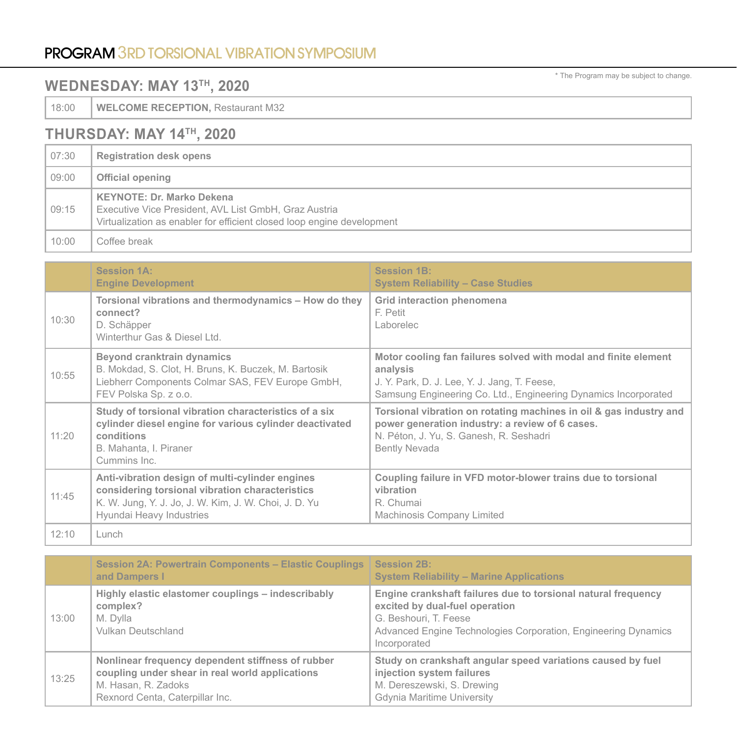# PROGRAM 3RD TORSIONAL VIBRATION SYMPOSIUM

\* The Program may be subject to change.

## WEDNESDAY: MAY 13TH, 2020

| | |
|---|---|
| 18:00 | **WELCOME RECEPTION,** Restaurant M32 |

## THURSDAY: MAY 14TH, 2020

| | |
|---|---|
| 07:30 | **Registration desk opens** |
| 09:00 | **Official opening** |
| 09:15 | **KEYNOTE: Dr. Marko Dekena**<br>Executive Vice President, AVL List GmbH, Graz Austria<br>Virtualization as enabler for efficient closed loop engine development |
| 10:00 | Coffee break |

| | Session 1A: Engine Development | Session 1B: System Reliability – Case Studies |
|---|---|---|
| 10:30 | **Torsional vibrations and thermodynamics – How do they connect?**<br>D. Schäpper<br>Winterthur Gas & Diesel Ltd. | **Grid interaction phenomena**<br>F. Petit<br>Laborelec |
| 10:55 | **Beyond cranktrain dynamics**<br>B. Mokdad, S. Clot, H. Bruns, K. Buczek, M. Bartosik<br>Liebherr Components Colmar SAS, FEV Europe GmbH, FEV Polska Sp. z o.o. | **Motor cooling fan failures solved with modal and finite element analysis**<br>J. Y. Park, D. J. Lee, Y. J. Jang, T. Feese,<br>Samsung Engineering Co. Ltd., Engineering Dynamics Incorporated |
| 11:20 | **Study of torsional vibration characteristics of a six cylinder diesel engine for various cylinder deactivated conditions**<br>B. Mahanta, I. Piraner<br>Cummins Inc. | **Torsional vibration on rotating machines in oil & gas industry and power generation industry: a review of 6 cases.**<br>N. Péton, J. Yu, S. Ganesh, R. Seshadri<br>Bently Nevada |
| 11:45 | **Anti-vibration design of multi-cylinder engines considering torsional vibration characteristics**<br>K. W. Jung, Y. J. Jo, J. W. Kim, J. W. Choi, J. D. Yu<br>Hyundai Heavy Industries | **Coupling failure in VFD motor-blower trains due to torsional vibration**<br>R. Chumai<br>Machinosis Company Limited |
| 12:10 | Lunch | |

| | Session 2A: Powertrain Components – Elastic Couplings and Dampers I | Session 2B: System Reliability – Marine Applications |
|---|---|---|
| 13:00 | **Highly elastic elastomer couplings – indescribably complex?**<br>M. Dylla<br>Vulkan Deutschland | **Engine crankshaft failures due to torsional natural frequency excited by dual-fuel operation**<br>G. Beshouri, T. Feese<br>Advanced Engine Technologies Corporation, Engineering Dynamics Incorporated |
| 13:25 | **Nonlinear frequency dependent stiffness of rubber coupling under shear in real world applications**<br>M. Hasan, R. Zadoks<br>Rexnord Centa, Caterpillar Inc. | **Study on crankshaft angular speed variations caused by fuel injection system failures**<br>M. Dereszewski, S. Drewing<br>Gdynia Maritime University |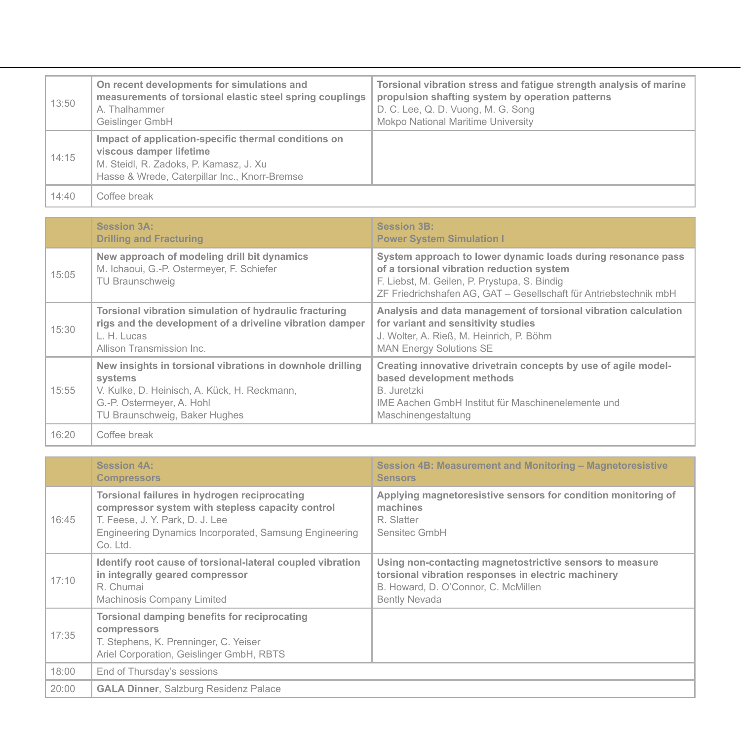| | | |
|---|---|---|
| 13:50 | **On recent developments for simulations and measurements of torsional elastic steel spring couplings**<br>A. Thalhammer<br>Geislinger GmbH | **Torsional vibration stress and fatigue strength analysis of marine propulsion shafting system by operation patterns**<br>D. C. Lee, Q. D. Vuong, M. G. Song<br>Mokpo National Maritime University |
| 14:15 | **Impact of application-specific thermal conditions on viscous damper lifetime**<br>M. Steidl, R. Zadoks, P. Kamasz, J. Xu<br>Hasse & Wrede, Caterpillar Inc., Knorr-Bremse | |
| 14:40 | Coffee break | |

| | Session 3A: Drilling and Fracturing | Session 3B: Power System Simulation I |
|---|---|---|
| 15:05 | **New approach of modeling drill bit dynamics**<br>M. Ichaoui, G.-P. Ostermeyer, F. Schiefer<br>TU Braunschweig | **System approach to lower dynamic loads during resonance pass of a torsional vibration reduction system**<br>F. Liebst, M. Geilen, P. Prystupa, S. Bindig<br>ZF Friedrichshafen AG, GAT – Gesellschaft für Antriebstechnik mbH |
| 15:30 | **Torsional vibration simulation of hydraulic fracturing rigs and the development of a driveline vibration damper**<br>L. H. Lucas<br>Allison Transmission Inc. | **Analysis and data management of torsional vibration calculation for variant and sensitivity studies**<br>J. Wolter, A. Rieß, M. Heinrich, P. Böhm<br>MAN Energy Solutions SE |
| 15:55 | **New insights in torsional vibrations in downhole drilling systems**<br>V. Kulke, D. Heinisch, A. Kück, H. Reckmann, G.-P. Ostermeyer, A. Hohl<br>TU Braunschweig, Baker Hughes | **Creating innovative drivetrain concepts by use of agile model-based development methods**<br>B. Juretzki<br>IME Aachen GmbH Institut für Maschinenelemente und Maschinengestaltung |
| 16:20 | Coffee break | |

| | Session 4A: Compressors | Session 4B: Measurement and Monitoring – Magnetoresistive Sensors |
|---|---|---|
| 16:45 | **Torsional failures in hydrogen reciprocating compressor system with stepless capacity control**<br>T. Feese, J. Y. Park, D. J. Lee<br>Engineering Dynamics Incorporated, Samsung Engineering Co. Ltd. | **Applying magnetoresistive sensors for condition monitoring of machines**<br>R. Slatter<br>Sensitec GmbH |
| 17:10 | **Identify root cause of torsional-lateral coupled vibration in integrally geared compressor**<br>R. Chumai<br>Machinosis Company Limited | **Using non-contacting magnetostrictive sensors to measure torsional vibration responses in electric machinery**<br>B. Howard, D. O'Connor, C. McMillen<br>Bently Nevada |
| 17:35 | **Torsional damping benefits for reciprocating compressors**<br>T. Stephens, K. Prenninger, C. Yeiser<br>Ariel Corporation, Geislinger GmbH, RBTS | |
| 18:00 | End of Thursday's sessions | |
| 20:00 | **GALA Dinner**, Salzburg Residenz Palace | |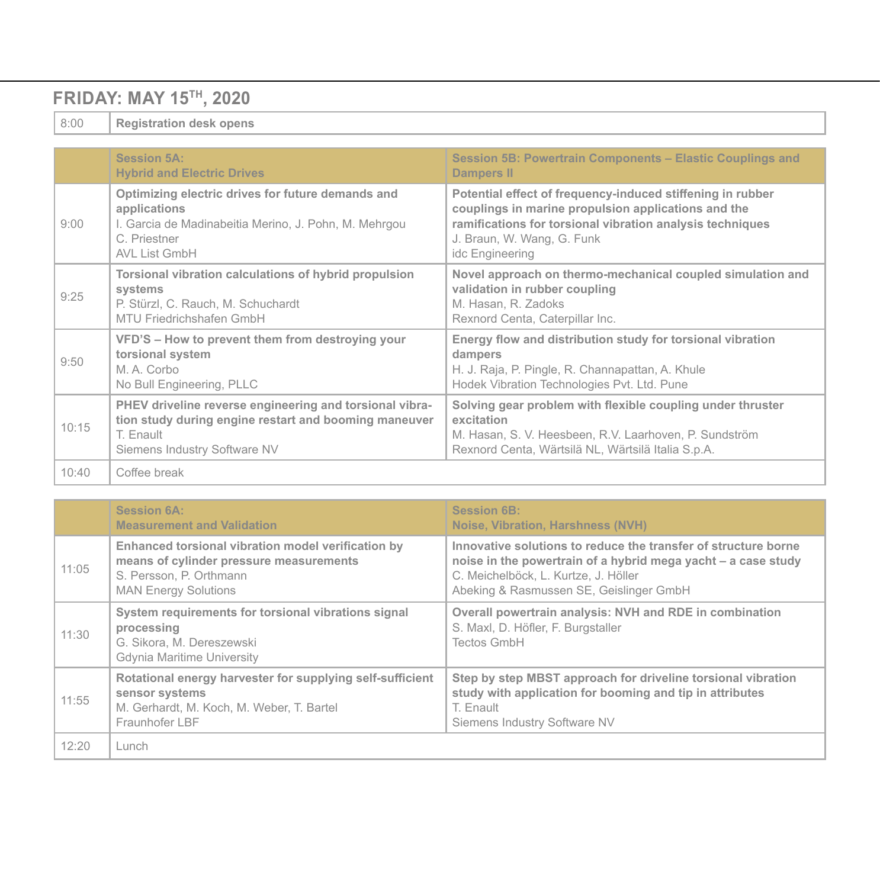## FRIDAY: MAY 15TH, 2020

| 8:00 | Registration desk opens |
|---|---|

| | Session 5A: Hybrid and Electric Drives | Session 5B: Powertrain Components – Elastic Couplings and Dampers II |
|---|---|---|
| 9:00 | **Optimizing electric drives for future demands and applications**<br>I. Garcia de Madinabeitia Merino, J. Pohn, M. Mehrgou<br>C. Priestner<br>AVL List GmbH | **Potential effect of frequency-induced stiffening in rubber couplings in marine propulsion applications and the ramifications for torsional vibration analysis techniques**<br>J. Braun, W. Wang, G. Funk<br>idc Engineering |
| 9:25 | **Torsional vibration calculations of hybrid propulsion systems**<br>P. Stürzl, C. Rauch, M. Schuchardt<br>MTU Friedrichshafen GmbH | **Novel approach on thermo-mechanical coupled simulation and validation in rubber coupling**<br>M. Hasan, R. Zadoks<br>Rexnord Centa, Caterpillar Inc. |
| 9:50 | **VFD'S – How to prevent them from destroying your torsional system**<br>M. A. Corbo<br>No Bull Engineering, PLLC | **Energy flow and distribution study for torsional vibration dampers**<br>H. J. Raja, P. Pingle, R. Channapattan, A. Khule<br>Hodek Vibration Technologies Pvt. Ltd. Pune |
| 10:15 | **PHEV driveline reverse engineering and torsional vibration study during engine restart and booming maneuver**<br>T. Enault<br>Siemens Industry Software NV | **Solving gear problem with flexible coupling under thruster excitation**<br>M. Hasan, S. V. Heesbeen, R.V. Laarhoven, P. Sundström<br>Rexnord Centa, Wärtsilä NL, Wärtsilä Italia S.p.A. |
| 10:40 | Coffee break | |

| | Session 6A: Measurement and Validation | Session 6B: Noise, Vibration, Harshness (NVH) |
|---|---|---|
| 11:05 | **Enhanced torsional vibration model verification by means of cylinder pressure measurements**<br>S. Persson, P. Orthmann<br>MAN Energy Solutions | **Innovative solutions to reduce the transfer of structure borne noise in the powertrain of a hybrid mega yacht – a case study**<br>C. Meichelböck, L. Kurtze, J. Höller<br>Abeking & Rasmussen SE, Geislinger GmbH |
| 11:30 | **System requirements for torsional vibrations signal processing**<br>G. Sikora, M. Dereszewski<br>Gdynia Maritime University | **Overall powertrain analysis: NVH and RDE in combination**<br>S. Maxl, D. Höfler, F. Burgstaller<br>Tectos GmbH |
| 11:55 | **Rotational energy harvester for supplying self-sufficient sensor systems**<br>M. Gerhardt, M. Koch, M. Weber, T. Bartel<br>Fraunhofer LBF | **Step by step MBST approach for driveline torsional vibration study with application for booming and tip in attributes**<br>T. Enault<br>Siemens Industry Software NV |
| 12:20 | Lunch | |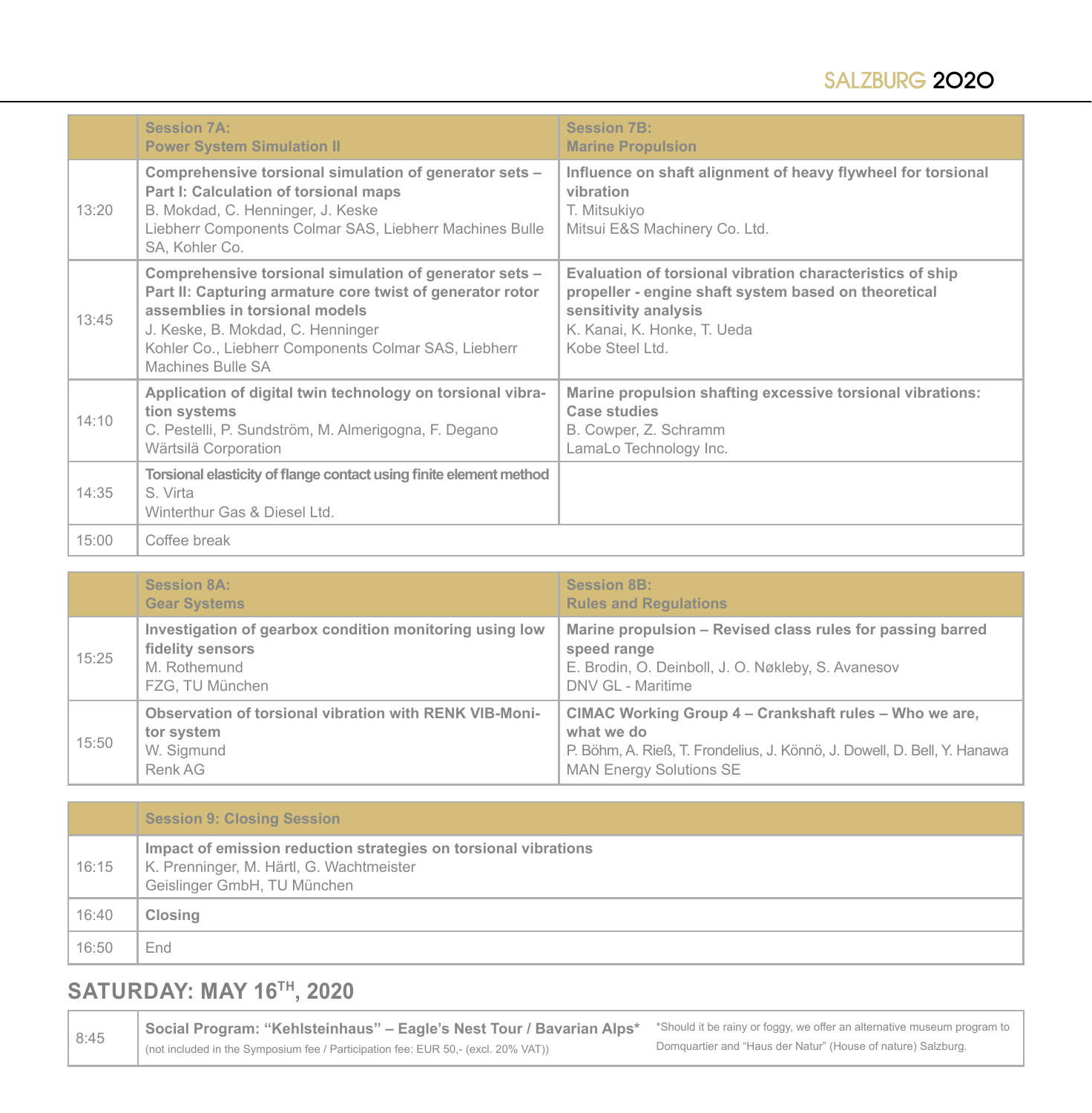| | Session 7A: Power System Simulation II | Session 7B: Marine Propulsion |
|---|---|---|
| 13:20 | **Comprehensive torsional simulation of generator sets – Part I: Calculation of torsional maps**<br>B. Mokdad, C. Henninger, J. Keske<br>Liebherr Components Colmar SAS, Liebherr Machines Bulle SA, Kohler Co. | **Influence on shaft alignment of heavy flywheel for torsional vibration**<br>T. Mitsukiyo<br>Mitsui E&S Machinery Co. Ltd. |
| 13:45 | **Comprehensive torsional simulation of generator sets – Part II: Capturing armature core twist of generator rotor assemblies in torsional models**<br>J. Keske, B. Mokdad, C. Henninger<br>Kohler Co., Liebherr Components Colmar SAS, Liebherr Machines Bulle SA | **Evaluation of torsional vibration characteristics of ship propeller - engine shaft system based on theoretical sensitivity analysis**<br>K. Kanai, K. Honke, T. Ueda<br>Kobe Steel Ltd. |
| 14:10 | **Application of digital twin technology on torsional vibration systems**<br>C. Pestelli, P. Sundström, M. Almerigogna, F. Degano<br>Wärtsilä Corporation | **Marine propulsion shafting excessive torsional vibrations: Case studies**<br>B. Cowper, Z. Schramm<br>LamaLo Technology Inc. |
| 14:35 | **Torsional elasticity of flange contact using finite element method**<br>S. Virta<br>Winterthur Gas & Diesel Ltd. | |
| 15:00 | Coffee break | |

| | Session 8A: Gear Systems | Session 8B: Rules and Regulations |
|---|---|---|
| 15:25 | **Investigation of gearbox condition monitoring using low fidelity sensors**<br>M. Rothemund<br>FZG, TU München | **Marine propulsion – Revised class rules for passing barred speed range**<br>E. Brodin, O. Deinboll, J. O. Nøkleby, S. Avanesov<br>DNV GL - Maritime |
| 15:50 | **Observation of torsional vibration with RENK VIB-Monitor system**<br>W. Sigmund<br>Renk AG | **CIMAC Working Group 4 – Crankshaft rules – Who we are, what we do**<br>P. Böhm, A. Rieß, T. Frondelius, J. Könnö, J. Dowell, D. Bell, Y. Hanawa<br>MAN Energy Solutions SE |

| | Session 9: Closing Session |
|---|---|
| 16:15 | **Impact of emission reduction strategies on torsional vibrations**<br>K. Prenninger, M. Härtl, G. Wachtmeister<br>Geislinger GmbH, TU München |
| 16:40 | **Closing** |
| 16:50 | End |

## SATURDAY: MAY 16TH, 2020

| | | |
|---|---|---|
| 8:45 | **Social Program: "Kehlsteinhaus" – Eagle's Nest Tour / Bavarian Alps***<br>(not included in the Symposium fee / Participation fee: EUR 50,- (excl. 20% VAT)) | *Should it be rainy or foggy, we offer an alternative museum program to Domquartier and "Haus der Natur" (House of nature) Salzburg. |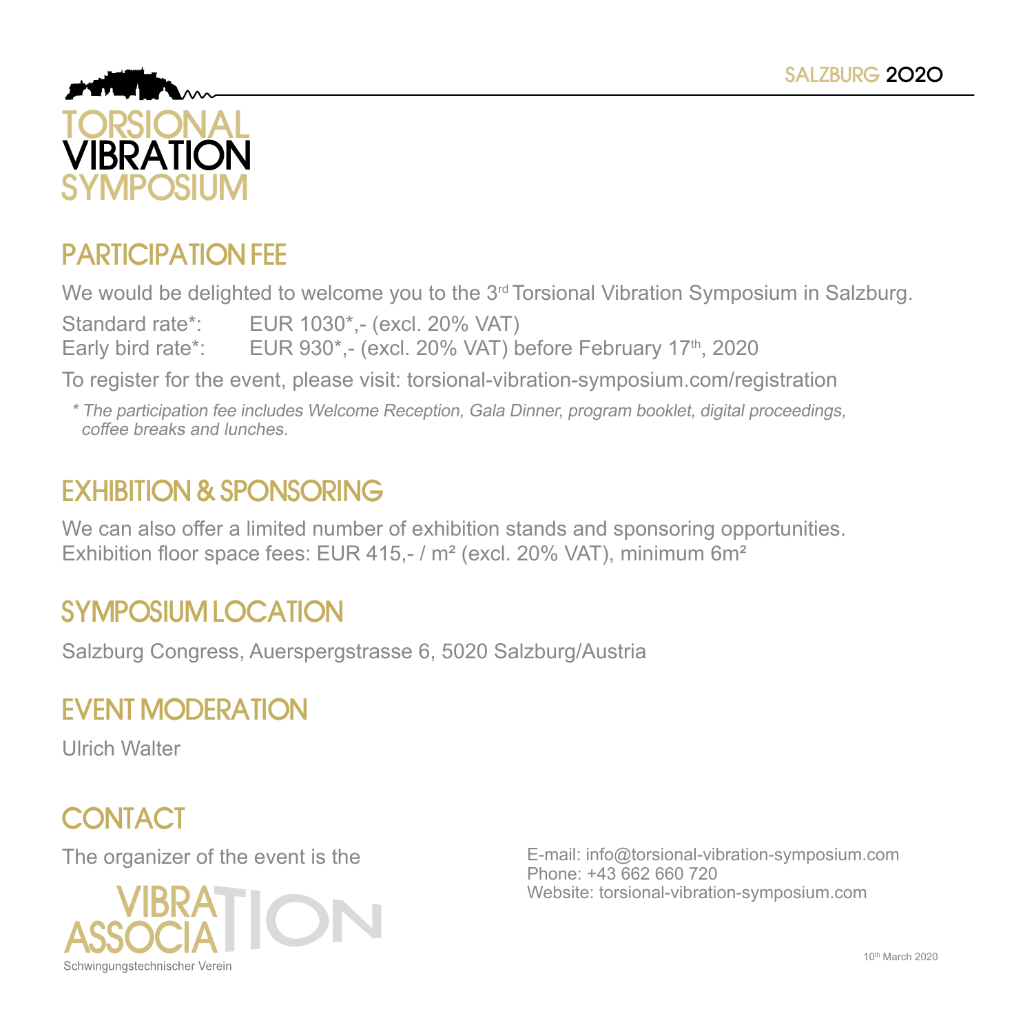SALZBURG 2020

# TORSIONAL VIBRATION SYMPOSIUM

## PARTICIPATION FEE

We would be delighted to welcome you to the 3rd Torsional Vibration Symposium in Salzburg.

Standard rate*: EUR 1030*,- (excl. 20% VAT)
Early bird rate*: EUR 930*,- (excl. 20% VAT) before February 17th, 2020

To register for the event, please visit: torsional-vibration-symposium.com/registration

*\* The participation fee includes Welcome Reception, Gala Dinner, program booklet, digital proceedings, coffee breaks and lunches.*

## EXHIBITION & SPONSORING

We can also offer a limited number of exhibition stands and sponsoring opportunities.
Exhibition floor space fees: EUR 415,- / m² (excl. 20% VAT), minimum 6m²

## SYMPOSIUM LOCATION

Salzburg Congress, Auerspergstrasse 6, 5020 Salzburg/Austria

## EVENT MODERATION

Ulrich Walter

## CONTACT

The organizer of the event is the

VIBRATION ASSOCIATION
Schwingungstechnischer Verein

E-mail: info@torsional-vibration-symposium.com
Phone: +43 662 660 720
Website: torsional-vibration-symposium.com

10th March 2020